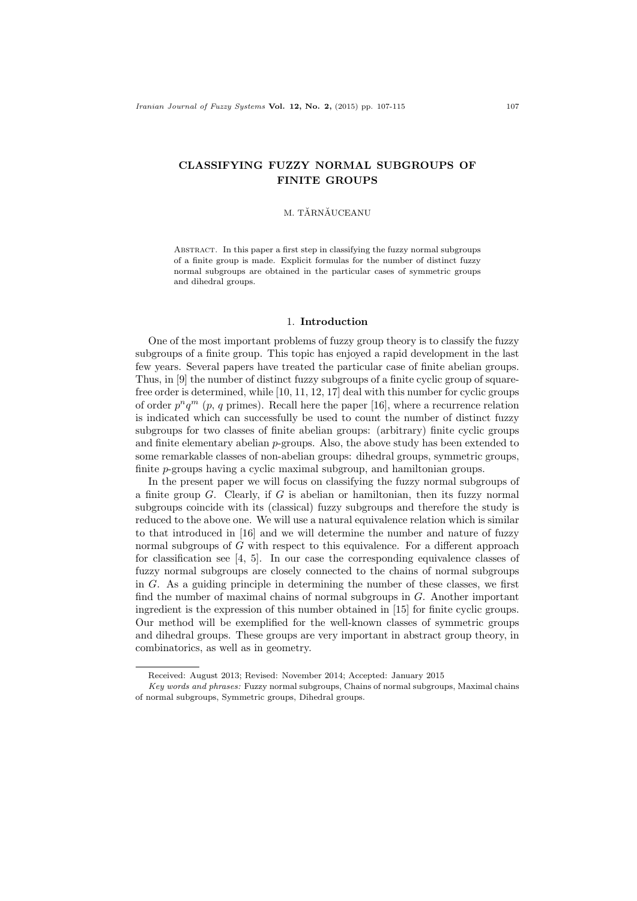# CLASSIFYING FUZZY NORMAL SUBGROUPS OF FINITE GROUPS

M. TĂRNĂUCEANU

Abstract. In this paper a first step in classifying the fuzzy normal subgroups of a finite group is made. Explicit formulas for the number of distinct fuzzy normal subgroups are obtained in the particular cases of symmetric groups and dihedral groups.

## 1. Introduction

One of the most important problems of fuzzy group theory is to classify the fuzzy subgroups of a finite group. This topic has enjoyed a rapid development in the last few years. Several papers have treated the particular case of finite abelian groups. Thus, in [9] the number of distinct fuzzy subgroups of a finite cyclic group of square-free order is determined, while [10, 11, 12, 17] deal with this number for cyclic groups of order $p^n q^m$ ($p$, $q$ primes). Recall here the paper [16], where a recurrence relation is indicated which can successfully be used to count the number of distinct fuzzy subgroups for two classes of finite abelian groups: (arbitrary) finite cyclic groups and finite elementary abelian $p$-groups. Also, the above study has been extended to some remarkable classes of non-abelian groups: dihedral groups, symmetric groups, finite $p$-groups having a cyclic maximal subgroup, and hamiltonian groups.

In the present paper we will focus on classifying the fuzzy normal subgroups of a finite group $G$. Clearly, if $G$ is abelian or hamiltonian, then its fuzzy normal subgroups coincide with its (classical) fuzzy subgroups and therefore the study is reduced to the above one. We will use a natural equivalence relation which is similar to that introduced in [16] and we will determine the number and nature of fuzzy normal subgroups of $G$ with respect to this equivalence. For a different approach for classification see [4, 5]. In our case the corresponding equivalence classes of fuzzy normal subgroups are closely connected to the chains of normal subgroups in $G$. As a guiding principle in determining the number of these classes, we first find the number of maximal chains of normal subgroups in $G$. Another important ingredient is the expression of this number obtained in [15] for finite cyclic groups. Our method will be exemplified for the well-known classes of symmetric groups and dihedral groups. These groups are very important in abstract group theory, in combinatorics, as well as in geometry.

Received: August 2013; Revised: November 2014; Accepted: January 2015

*Key words and phrases:* Fuzzy normal subgroups, Chains of normal subgroups, Maximal chains of normal subgroups, Symmetric groups, Dihedral groups.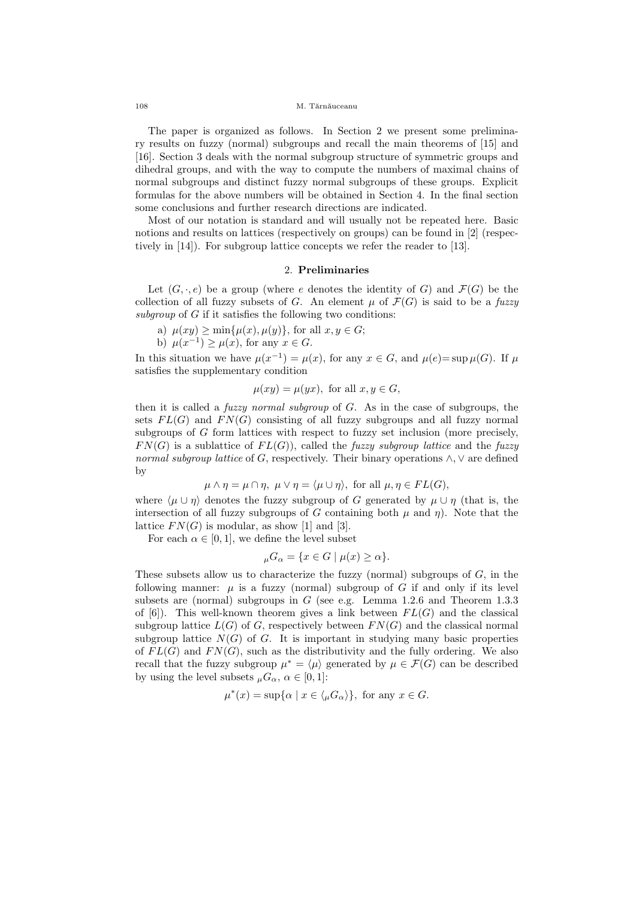The paper is organized as follows. In Section 2 we present some preliminary results on fuzzy (normal) subgroups and recall the main theorems of [15] and [16]. Section 3 deals with the normal subgroup structure of symmetric groups and dihedral groups, and with the way to compute the numbers of maximal chains of normal subgroups and distinct fuzzy normal subgroups of these groups. Explicit formulas for the above numbers will be obtained in Section 4. In the final section some conclusions and further research directions are indicated.

Most of our notation is standard and will usually not be repeated here. Basic notions and results on lattices (respectively on groups) can be found in [2] (respectively in [14]). For subgroup lattice concepts we refer the reader to [13].

## 2. Preliminaries

Let $(G, \cdot, e)$ be a group (where $e$ denotes the identity of $G$) and $\mathcal{F}(G)$ be the collection of all fuzzy subsets of $G$. An element $\mu$ of $\mathcal{F}(G)$ is said to be a *fuzzy subgroup* of $G$ if it satisfies the following two conditions:

a) $\mu(xy) \geq \min\{\mu(x), \mu(y)\}$, for all $x, y \in G$;

b) $\mu(x^{-1}) \geq \mu(x)$, for any $x \in G$.

In this situation we have $\mu(x^{-1}) = \mu(x)$, for any $x \in G$, and $\mu(e) = \sup \mu(G)$. If $\mu$ satisfies the supplementary condition

$$\mu(xy) = \mu(yx), \text{ for all } x, y \in G,$$

then it is called a *fuzzy normal subgroup* of $G$. As in the case of subgroups, the sets $FL(G)$ and $FN(G)$ consisting of all fuzzy subgroups and all fuzzy normal subgroups of $G$ form lattices with respect to fuzzy set inclusion (more precisely, $FN(G)$ is a sublattice of $FL(G)$), called the *fuzzy subgroup lattice* and the *fuzzy normal subgroup lattice* of $G$, respectively. Their binary operations $\wedge, \vee$ are defined by

$$\mu \wedge \eta = \mu \cap \eta, \ \mu \vee \eta = \langle \mu \cup \eta \rangle, \text{ for all } \mu, \eta \in FL(G),$$

where $\langle \mu \cup \eta \rangle$ denotes the fuzzy subgroup of $G$ generated by $\mu \cup \eta$ (that is, the intersection of all fuzzy subgroups of $G$ containing both $\mu$ and $\eta$). Note that the lattice $FN(G)$ is modular, as show [1] and [3].

For each $\alpha \in [0, 1]$, we define the level subset

$${}_{\mu}G_{\alpha} = \{x \in G \mid \mu(x) \geq \alpha\}.$$

These subsets allow us to characterize the fuzzy (normal) subgroups of $G$, in the following manner: $\mu$ is a fuzzy (normal) subgroup of $G$ if and only if its level subsets are (normal) subgroups in $G$ (see e.g. Lemma 1.2.6 and Theorem 1.3.3 of [6]). This well-known theorem gives a link between $FL(G)$ and the classical subgroup lattice $L(G)$ of $G$, respectively between $FN(G)$ and the classical normal subgroup lattice $N(G)$ of $G$. It is important in studying many basic properties of $FL(G)$ and $FN(G)$, such as the distributivity and the fully ordering. We also recall that the fuzzy subgroup $\mu^* = \langle \mu \rangle$ generated by $\mu \in \mathcal{F}(G)$ can be described by using the level subsets ${}_{\mu}G_{\alpha}$, $\alpha \in [0, 1]$:

$$\mu^*(x) = \sup\{\alpha \mid x \in \langle {}_{\mu}G_{\alpha} \rangle\}, \text{ for any } x \in G.$$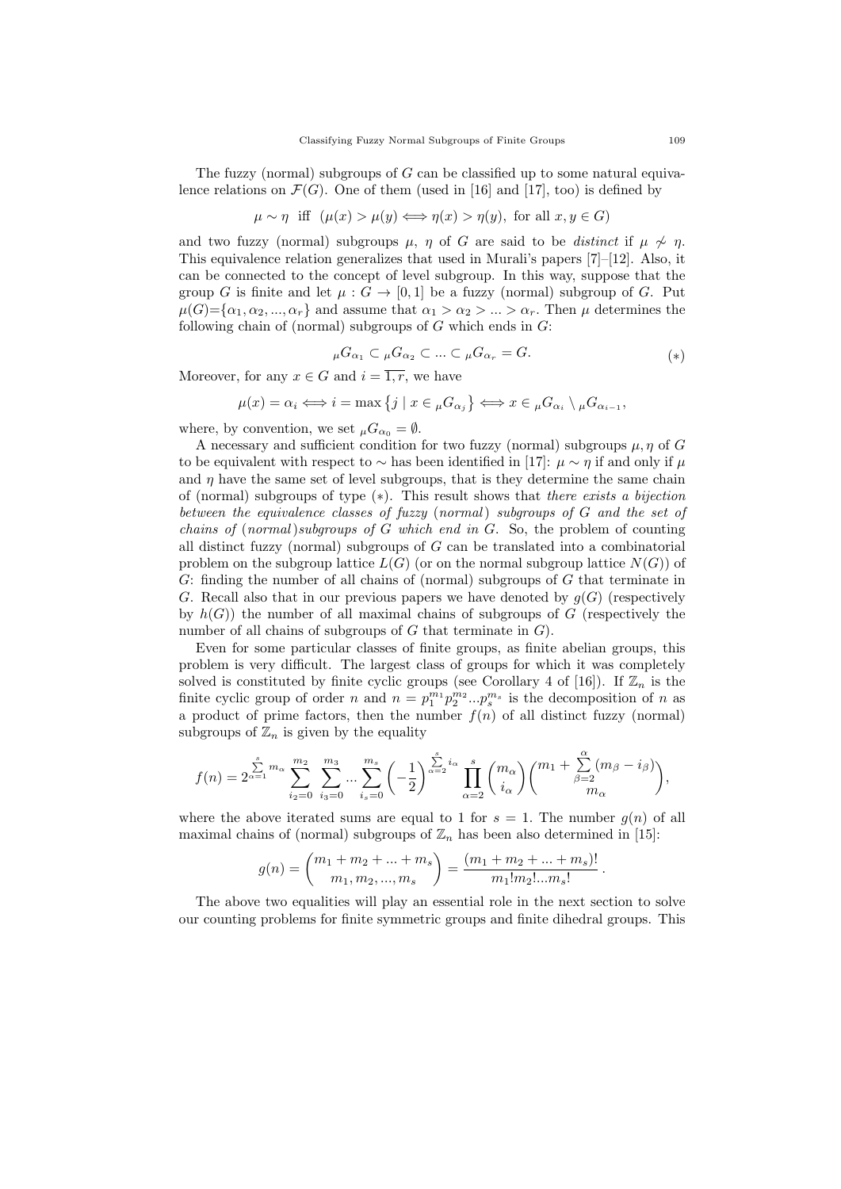The fuzzy (normal) subgroups of $G$ can be classified up to some natural equivalence relations on $\mathcal{F}(G)$. One of them (used in [16] and [17], too) is defined by

$$\mu \sim \eta \text{ iff } (\mu(x) > \mu(y) \Longleftrightarrow \eta(x) > \eta(y), \text{ for all } x, y \in G)$$

and two fuzzy (normal) subgroups $\mu$, $\eta$ of $G$ are said to be *distinct* if $\mu \not\sim \eta$. This equivalence relation generalizes that used in Murali's papers [7]–[12]. Also, it can be connected to the concept of level subgroup. In this way, suppose that the group $G$ is finite and let $\mu : G \to [0, 1]$ be a fuzzy (normal) subgroup of $G$. Put $\mu(G)=\{\alpha_1, \alpha_2, ..., \alpha_r\}$ and assume that $\alpha_1 > \alpha_2 > ... > \alpha_r$. Then $\mu$ determines the following chain of (normal) subgroups of $G$ which ends in $G$:

$$_\mu G_{\alpha_1} \subset {}_\mu G_{\alpha_2} \subset ... \subset {}_\mu G_{\alpha_r} = G. \qquad (*)$$

Moreover, for any $x \in G$ and $i = \overline{1, r}$, we have

$$\mu(x) = \alpha_i \Longleftrightarrow i = \max\left\{j \mid x \in {}_\mu G_{\alpha_j}\right\} \Longleftrightarrow x \in {}_\mu G_{\alpha_i} \setminus {}_\mu G_{\alpha_{i-1}},$$

where, by convention, we set $_\mu G_{\alpha_0} = \emptyset$.

A necessary and sufficient condition for two fuzzy (normal) subgroups $\mu, \eta$ of $G$ to be equivalent with respect to $\sim$ has been identified in [17]: $\mu \sim \eta$ if and only if $\mu$ and $\eta$ have the same set of level subgroups, that is they determine the same chain of (normal) subgroups of type $(*)$. This result shows that *there exists a bijection between the equivalence classes of fuzzy (normal) subgroups of $G$ and the set of chains of (normal)subgroups of $G$ which end in $G$*. So, the problem of counting all distinct fuzzy (normal) subgroups of $G$ can be translated into a combinatorial problem on the subgroup lattice $L(G)$ (or on the normal subgroup lattice $N(G)$) of $G$: finding the number of all chains of (normal) subgroups of $G$ that terminate in $G$. Recall also that in our previous papers we have denoted by $g(G)$ (respectively by $h(G)$) the number of all maximal chains of subgroups of $G$ (respectively the number of all chains of subgroups of $G$ that terminate in $G$).

Even for some particular classes of finite groups, as finite abelian groups, this problem is very difficult. The largest class of groups for which it was completely solved is constituted by finite cyclic groups (see Corollary 4 of [16]). If $\mathbb{Z}_n$ is the finite cyclic group of order $n$ and $n = p_1^{m_1} p_2^{m_2} ... p_s^{m_s}$ is the decomposition of $n$ as a product of prime factors, then the number $f(n)$ of all distinct fuzzy (normal) subgroups of $\mathbb{Z}_n$ is given by the equality

$$f(n) = 2^{\sum\limits_{\alpha=1}^{s} m_\alpha} \sum_{i_2=0}^{m_2} \sum_{i_3=0}^{m_3} ... \sum_{i_s=0}^{m_s} \left(-\frac{1}{2}\right)^{\sum\limits_{\alpha=2}^{s} i_\alpha} \prod_{\alpha=2}^{s} \binom{m_\alpha}{i_\alpha} \binom{m_1 + \sum\limits_{\beta=2}^{\alpha} (m_\beta - i_\beta)}{m_\alpha},$$

where the above iterated sums are equal to 1 for $s = 1$. The number $g(n)$ of all maximal chains of (normal) subgroups of $\mathbb{Z}_n$ has been also determined in [15]:

$$g(n) = \binom{m_1 + m_2 + ... + m_s}{m_1, m_2, ..., m_s} = \frac{(m_1 + m_2 + ... + m_s)!}{m_1! m_2! ... m_s!}.$$

The above two equalities will play an essential role in the next section to solve our counting problems for finite symmetric groups and finite dihedral groups. This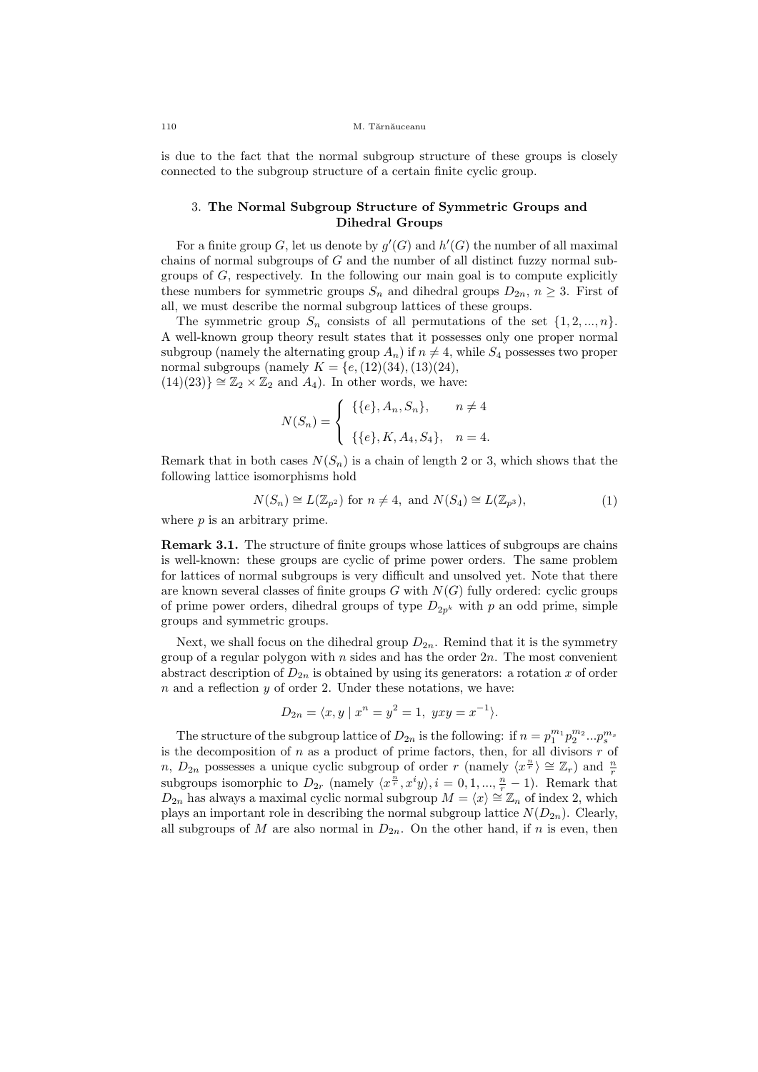is due to the fact that the normal subgroup structure of these groups is closely connected to the subgroup structure of a certain finite cyclic group.

## 3. The Normal Subgroup Structure of Symmetric Groups and Dihedral Groups

For a finite group $G$, let us denote by $g'(G)$ and $h'(G)$ the number of all maximal chains of normal subgroups of $G$ and the number of all distinct fuzzy normal subgroups of $G$, respectively. In the following our main goal is to compute explicitly these numbers for symmetric groups $S_n$ and dihedral groups $D_{2n}$, $n \geq 3$. First of all, we must describe the normal subgroup lattices of these groups.

The symmetric group $S_n$ consists of all permutations of the set $\{1, 2, ..., n\}$. A well-known group theory result states that it possesses only one proper normal subgroup (namely the alternating group $A_n$) if $n \neq 4$, while $S_4$ possesses two proper normal subgroups (namely $K = \{e, (12)(34), (13)(24),$ $(14)(23)\} \cong \mathbb{Z}_2 \times \mathbb{Z}_2$ and $A_4$). In other words, we have:

$$N(S_n) = \begin{cases} \{\{e\}, A_n, S_n\}, & n \neq 4 \\ \\ \{\{e\}, K, A_4, S_4\}, & n = 4. \end{cases}$$

Remark that in both cases $N(S_n)$ is a chain of length 2 or 3, which shows that the following lattice isomorphisms hold

$$N(S_n) \cong L(\mathbb{Z}_{p^2}) \text{ for } n \neq 4, \text{ and } N(S_4) \cong L(\mathbb{Z}_{p^3}), \tag{1}$$

where $p$ is an arbitrary prime.

**Remark 3.1.** The structure of finite groups whose lattices of subgroups are chains is well-known: these groups are cyclic of prime power orders. The same problem for lattices of normal subgroups is very difficult and unsolved yet. Note that there are known several classes of finite groups $G$ with $N(G)$ fully ordered: cyclic groups of prime power orders, dihedral groups of type $D_{2p^k}$ with $p$ an odd prime, simple groups and symmetric groups.

Next, we shall focus on the dihedral group $D_{2n}$. Remind that it is the symmetry group of a regular polygon with $n$ sides and has the order $2n$. The most convenient abstract description of $D_{2n}$ is obtained by using its generators: a rotation $x$ of order $n$ and a reflection $y$ of order 2. Under these notations, we have:

$$D_{2n} = \langle x, y \mid x^n = y^2 = 1, \; yxy = x^{-1} \rangle.$$

The structure of the subgroup lattice of $D_{2n}$ is the following: if $n = p_1^{m_1} p_2^{m_2} ... p_s^{m_s}$ is the decomposition of $n$ as a product of prime factors, then, for all divisors $r$ of $n$, $D_{2n}$ possesses a unique cyclic subgroup of order $r$ (namely $\langle x^{\frac{n}{r}} \rangle \cong \mathbb{Z}_r$) and $\frac{n}{r}$ subgroups isomorphic to $D_{2r}$ (namely $\langle x^{\frac{n}{r}}, x^i y \rangle, i = 0, 1, ..., \frac{n}{r} - 1$). Remark that $D_{2n}$ has always a maximal cyclic normal subgroup $M = \langle x \rangle \cong \mathbb{Z}_n$ of index 2, which plays an important role in describing the normal subgroup lattice $N(D_{2n})$. Clearly, all subgroups of $M$ are also normal in $D_{2n}$. On the other hand, if $n$ is even, then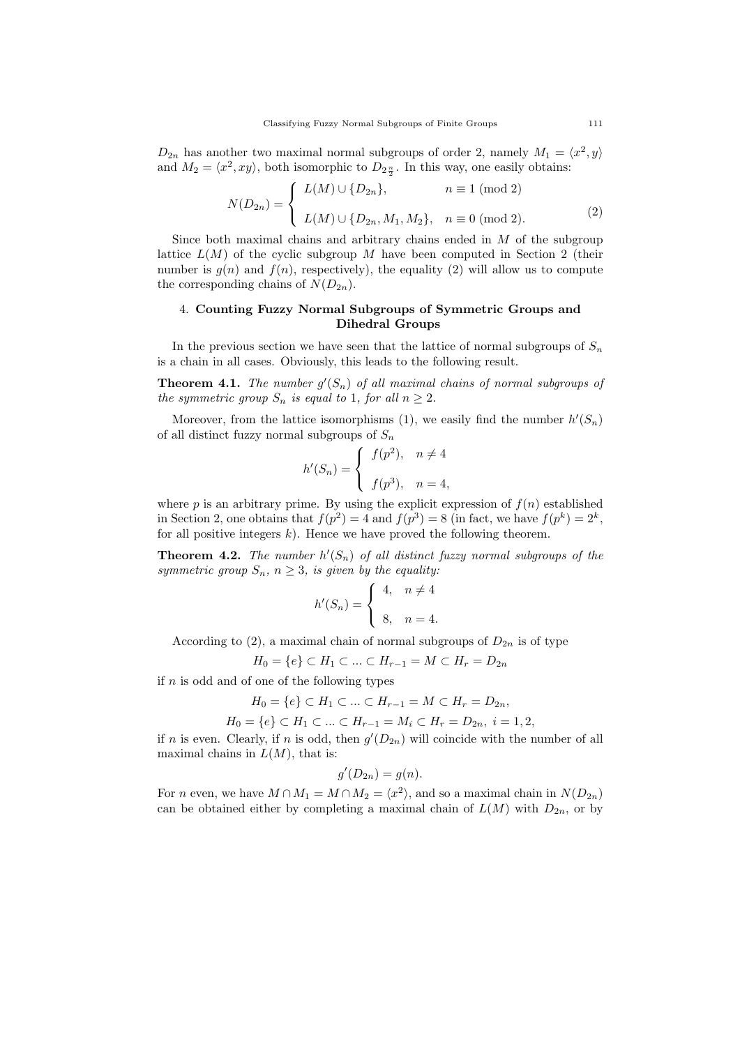$D_{2n}$ has another two maximal normal subgroups of order 2, namely $M_1 = \langle x^2, y\rangle$ and $M_2 = \langle x^2, xy\rangle$, both isomorphic to $D_{2\frac{n}{2}}$. In this way, one easily obtains:

$$N(D_{2n}) = \begin{cases} L(M) \cup \{D_{2n}\}, & n \equiv 1 \pmod 2 \\ \\ L(M) \cup \{D_{2n}, M_1, M_2\}, & n \equiv 0 \pmod 2. \end{cases} \tag{2}$$

Since both maximal chains and arbitrary chains ended in $M$ of the subgroup lattice $L(M)$ of the cyclic subgroup $M$ have been computed in Section 2 (their number is $g(n)$ and $f(n)$, respectively), the equality (2) will allow us to compute the corresponding chains of $N(D_{2n})$.

## 4. Counting Fuzzy Normal Subgroups of Symmetric Groups and Dihedral Groups

In the previous section we have seen that the lattice of normal subgroups of $S_n$ is a chain in all cases. Obviously, this leads to the following result.

**Theorem 4.1.** *The number $g'(S_n)$ of all maximal chains of normal subgroups of the symmetric group $S_n$ is equal to* 1*, for all $n \geq 2$.*

Moreover, from the lattice isomorphisms (1), we easily find the number $h'(S_n)$ of all distinct fuzzy normal subgroups of $S_n$

$$h'(S_n) = \begin{cases} f(p^2), & n \neq 4 \\ \\ f(p^3), & n = 4, \end{cases}$$

where $p$ is an arbitrary prime. By using the explicit expression of $f(n)$ established in Section 2, one obtains that $f(p^2) = 4$ and $f(p^3) = 8$ (in fact, we have $f(p^k) = 2^k$, for all positive integers $k$). Hence we have proved the following theorem.

**Theorem 4.2.** *The number $h'(S_n)$ of all distinct fuzzy normal subgroups of the symmetric group $S_n$, $n \geq 3$, is given by the equality:*

$$h'(S_n) = \begin{cases} 4, & n \neq 4 \\ \\ 8, & n = 4. \end{cases}$$

According to (2), a maximal chain of normal subgroups of $D_{2n}$ is of type

$$H_0 = \{e\} \subset H_1 \subset ... \subset H_{r-1} = M \subset H_r = D_{2n}$$

if $n$ is odd and of one of the following types

$$H_0 = \{e\} \subset H_1 \subset ... \subset H_{r-1} = M \subset H_r = D_{2n},$$

$$H_0 = \{e\} \subset H_1 \subset ... \subset H_{r-1} = M_i \subset H_r = D_{2n},\ i = 1, 2,$$

if $n$ is even. Clearly, if $n$ is odd, then $g'(D_{2n})$ will coincide with the number of all maximal chains in $L(M)$, that is:

$$g'(D_{2n}) = g(n).$$

For $n$ even, we have $M \cap M_1 = M \cap M_2 = \langle x^2\rangle$, and so a maximal chain in $N(D_{2n})$ can be obtained either by completing a maximal chain of $L(M)$ with $D_{2n}$, or by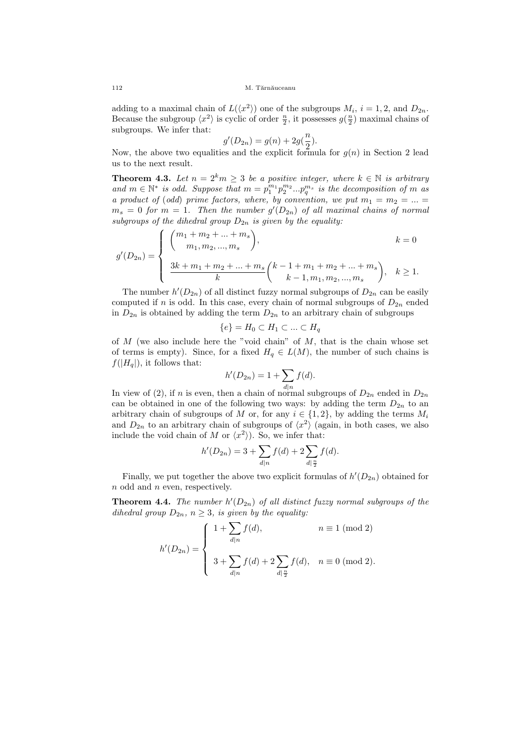adding to a maximal chain of $L(\langle x^2 \rangle)$ one of the subgroups $M_i$, $i = 1, 2$, and $D_{2n}$. Because the subgroup $\langle x^2 \rangle$ is cyclic of order $\frac{n}{2}$, it possesses $g(\frac{n}{2})$ maximal chains of subgroups. We infer that:

$$g'(D_{2n}) = g(n) + 2g(\frac{n}{2}).$$

Now, the above two equalities and the explicit formula for $g(n)$ in Section 2 lead us to the next result.

**Theorem 4.3.** *Let $n = 2^k m \geq 3$ be a positive integer, where $k \in \mathbb{N}$ is arbitrary and $m \in \mathbb{N}^*$ is odd. Suppose that $m = p_1^{m_1} p_2^{m_2} ... p_q^{m_s}$ is the decomposition of $m$ as a product of (odd) prime factors, where, by convention, we put $m_1 = m_2 = ... = m_s = 0$ for $m = 1$. Then the number $g'(D_{2n})$ of all maximal chains of normal subgroups of the dihedral group $D_{2n}$ is given by the equality:*

$$g'(D_{2n}) = \begin{cases} \begin{pmatrix} m_1 + m_2 + ... + m_s \\ m_1, m_2, ..., m_s \end{pmatrix}, & k = 0 \\ \\ \dfrac{3k + m_1 + m_2 + ... + m_s}{k} \begin{pmatrix} k - 1 + m_1 + m_2 + ... + m_s \\ k - 1, m_1, m_2, ..., m_s \end{pmatrix}, & k \geq 1. \end{cases}$$

The number $h'(D_{2n})$ of all distinct fuzzy normal subgroups of $D_{2n}$ can be easily computed if $n$ is odd. In this case, every chain of normal subgroups of $D_{2n}$ ended in $D_{2n}$ is obtained by adding the term $D_{2n}$ to an arbitrary chain of subgroups

$$\{e\} = H_0 \subset H_1 \subset ... \subset H_q$$

of $M$ (we also include here the "void chain" of $M$, that is the chain whose set of terms is empty). Since, for a fixed $H_q \in L(M)$, the number of such chains is $f(|H_q|)$, it follows that:

$$h'(D_{2n}) = 1 + \sum_{d|n} f(d).$$

In view of (2), if $n$ is even, then a chain of normal subgroups of $D_{2n}$ ended in $D_{2n}$ can be obtained in one of the following two ways: by adding the term $D_{2n}$ to an arbitrary chain of subgroups of $M$ or, for any $i \in \{1, 2\}$, by adding the terms $M_i$ and $D_{2n}$ to an arbitrary chain of subgroups of $\langle x^2 \rangle$ (again, in both cases, we also include the void chain of $M$ or $\langle x^2 \rangle$). So, we infer that:

$$h'(D_{2n}) = 3 + \sum_{d|n} f(d) + 2 \sum_{d|\frac{n}{2}} f(d).$$

Finally, we put together the above two explicit formulas of $h'(D_{2n})$ obtained for $n$ odd and $n$ even, respectively.

**Theorem 4.4.** *The number $h'(D_{2n})$ of all distinct fuzzy normal subgroups of the dihedral group $D_{2n}$, $n \geq 3$, is given by the equality:*

$$h'(D_{2n}) = \begin{cases} 1 + \displaystyle\sum_{d|n} f(d), & n \equiv 1 \pmod 2 \\ \\ 3 + \displaystyle\sum_{d|n} f(d) + 2 \sum_{d|\frac{n}{2}} f(d), & n \equiv 0 \pmod 2. \end{cases}$$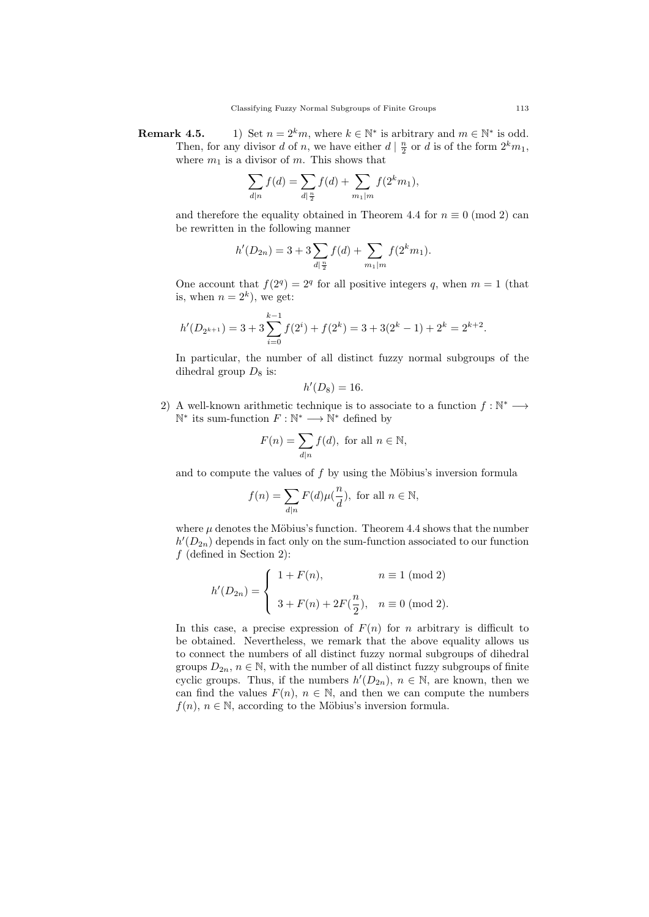**Remark 4.5.** 1) Set $n = 2^k m$, where $k \in \mathbb{N}^*$ is arbitrary and $m \in \mathbb{N}^*$ is odd. Then, for any divisor $d$ of $n$, we have either $d \mid \frac{n}{2}$ or $d$ is of the form $2^k m_1$, where $m_1$ is a divisor of $m$. This shows that

$$\sum_{d \mid n} f(d) = \sum_{d \mid \frac{n}{2}} f(d) + \sum_{m_1 \mid m} f(2^k m_1),$$

and therefore the equality obtained in Theorem 4.4 for $n \equiv 0 \pmod 2$ can be rewritten in the following manner

$$h'(D_{2n}) = 3 + 3 \sum_{d \mid \frac{n}{2}} f(d) + \sum_{m_1 \mid m} f(2^k m_1).$$

One account that $f(2^q) = 2^q$ for all positive integers $q$, when $m = 1$ (that is, when $n = 2^k$), we get:

$$h'(D_{2^{k+1}}) = 3 + 3 \sum_{i=0}^{k-1} f(2^i) + f(2^k) = 3 + 3(2^k - 1) + 2^k = 2^{k+2}.$$

In particular, the number of all distinct fuzzy normal subgroups of the dihedral group $D_8$ is:

$$h'(D_8) = 16.$$

2) A well-known arithmetic technique is to associate to a function $f : \mathbb{N}^* \longrightarrow \mathbb{N}^*$ its sum-function $F : \mathbb{N}^* \longrightarrow \mathbb{N}^*$ defined by

$$F(n) = \sum_{d \mid n} f(d), \text{ for all } n \in \mathbb{N},$$

and to compute the values of $f$ by using the Möbius's inversion formula

$$f(n) = \sum_{d \mid n} F(d) \mu(\frac{n}{d}), \text{ for all } n \in \mathbb{N},$$

where $\mu$ denotes the Möbius's function. Theorem 4.4 shows that the number $h'(D_{2n})$ depends in fact only on the sum-function associated to our function $f$ (defined in Section 2):

$$h'(D_{2n}) = \begin{cases} 1 + F(n), & n \equiv 1 \pmod 2 \\ \\ 3 + F(n) + 2F(\frac{n}{2}), & n \equiv 0 \pmod 2. \end{cases}$$

In this case, a precise expression of $F(n)$ for $n$ arbitrary is difficult to be obtained. Nevertheless, we remark that the above equality allows us to connect the numbers of all distinct fuzzy normal subgroups of dihedral groups $D_{2n}$, $n \in \mathbb{N}$, with the number of all distinct fuzzy subgroups of finite cyclic groups. Thus, if the numbers $h'(D_{2n})$, $n \in \mathbb{N}$, are known, then we can find the values $F(n)$, $n \in \mathbb{N}$, and then we can compute the numbers $f(n)$, $n \in \mathbb{N}$, according to the Möbius's inversion formula.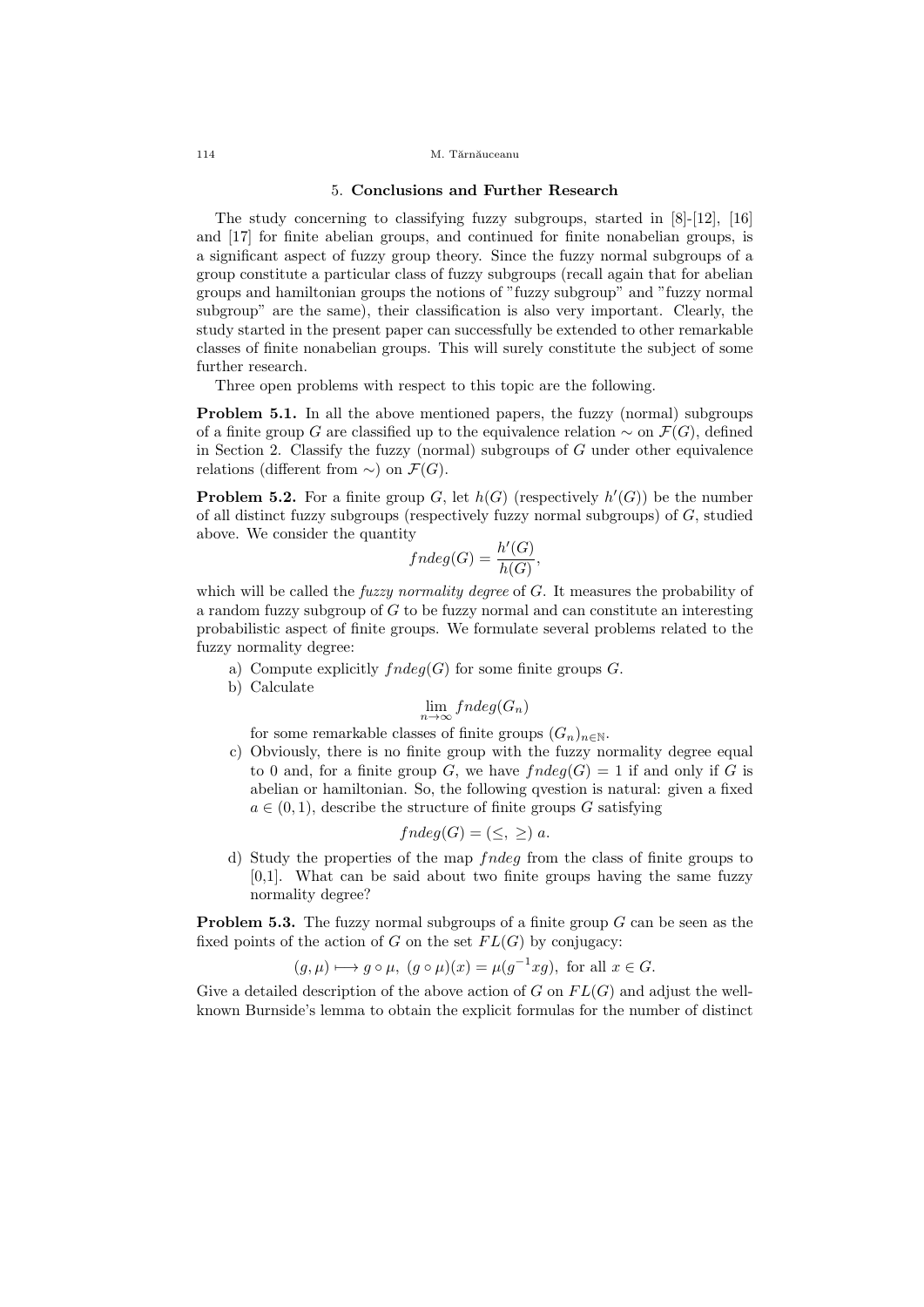## 5. **Conclusions and Further Research**

The study concerning to classifying fuzzy subgroups, started in [8]-[12], [16] and [17] for finite abelian groups, and continued for finite nonabelian groups, is a significant aspect of fuzzy group theory. Since the fuzzy normal subgroups of a group constitute a particular class of fuzzy subgroups (recall again that for abelian groups and hamiltonian groups the notions of "fuzzy subgroup" and "fuzzy normal subgroup" are the same), their classification is also very important. Clearly, the study started in the present paper can successfully be extended to other remarkable classes of finite nonabelian groups. This will surely constitute the subject of some further research.

Three open problems with respect to this topic are the following.

**Problem 5.1.** In all the above mentioned papers, the fuzzy (normal) subgroups of a finite group $G$ are classified up to the equivalence relation $\sim$ on $\mathcal{F}(G)$, defined in Section 2. Classify the fuzzy (normal) subgroups of $G$ under other equivalence relations (different from $\sim$) on $\mathcal{F}(G)$.

**Problem 5.2.** For a finite group $G$, let $h(G)$ (respectively $h'(G)$) be the number of all distinct fuzzy subgroups (respectively fuzzy normal subgroups) of $G$, studied above. We consider the quantity

$$fndeg(G) = \frac{h'(G)}{h(G)},$$

which will be called the *fuzzy normality degree* of $G$. It measures the probability of a random fuzzy subgroup of $G$ to be fuzzy normal and can constitute an interesting probabilistic aspect of finite groups. We formulate several problems related to the fuzzy normality degree:

a) Compute explicitly $fndeg(G)$ for some finite groups $G$.
b) Calculate
$$\lim_{n \to \infty} fndeg(G_n)$$
for some remarkable classes of finite groups $(G_n)_{n \in \mathbb{N}}$.
c) Obviously, there is no finite group with the fuzzy normality degree equal to 0 and, for a finite group $G$, we have $fndeg(G) = 1$ if and only if $G$ is abelian or hamiltonian. So, the following qvestion is natural: given a fixed $a \in (0, 1)$, describe the structure of finite groups $G$ satisfying
$$fndeg(G) = (\leq, \geq)\, a.$$
d) Study the properties of the map $fndeg$ from the class of finite groups to [0,1]. What can be said about two finite groups having the same fuzzy normality degree?

**Problem 5.3.** The fuzzy normal subgroups of a finite group $G$ can be seen as the fixed points of the action of $G$ on the set $FL(G)$ by conjugacy:

$$(g, \mu) \longmapsto g \circ \mu, \ (g \circ \mu)(x) = \mu(g^{-1}xg), \text{ for all } x \in G.$$

Give a detailed description of the above action of $G$ on $FL(G)$ and adjust the well-known Burnside's lemma to obtain the explicit formulas for the number of distinct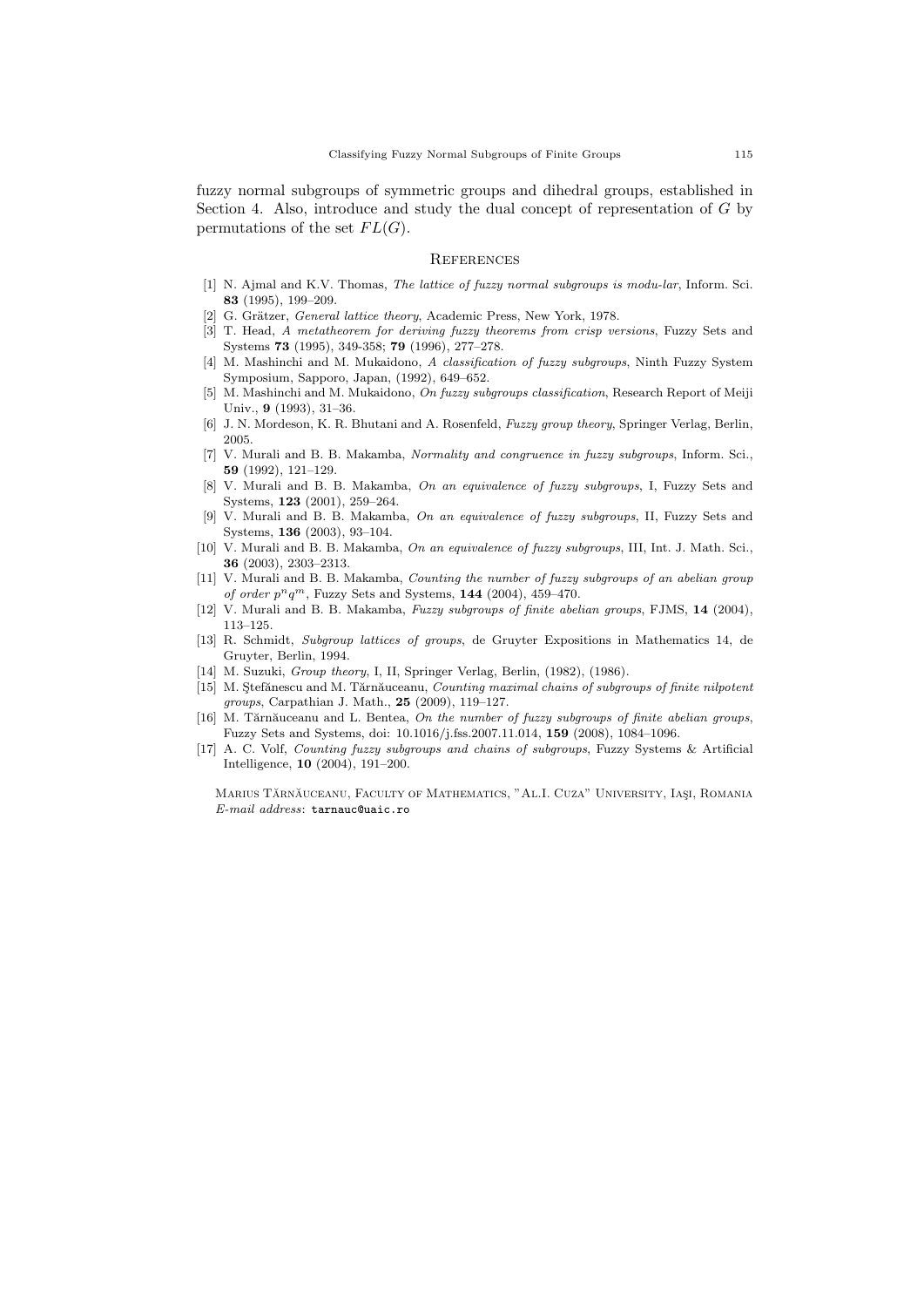fuzzy normal subgroups of symmetric groups and dihedral groups, established in Section 4. Also, introduce and study the dual concept of representation of $G$ by permutations of the set $FL(G)$.

## References

[1] N. Ajmal and K.V. Thomas, *The lattice of fuzzy normal subgroups is modu-lar*, Inform. Sci. **83** (1995), 199–209.

[2] G. Grätzer, *General lattice theory*, Academic Press, New York, 1978.

[3] T. Head, *A metatheorem for deriving fuzzy theorems from crisp versions*, Fuzzy Sets and Systems **73** (1995), 349-358; **79** (1996), 277–278.

[4] M. Mashinchi and M. Mukaidono, *A classification of fuzzy subgroups*, Ninth Fuzzy System Symposium, Sapporo, Japan, (1992), 649–652.

[5] M. Mashinchi and M. Mukaidono, *On fuzzy subgroups classification*, Research Report of Meiji Univ., **9** (1993), 31–36.

[6] J. N. Mordeson, K. R. Bhutani and A. Rosenfeld, *Fuzzy group theory*, Springer Verlag, Berlin, 2005.

[7] V. Murali and B. B. Makamba, *Normality and congruence in fuzzy subgroups*, Inform. Sci., **59** (1992), 121–129.

[8] V. Murali and B. B. Makamba, *On an equivalence of fuzzy subgroups*, I, Fuzzy Sets and Systems, **123** (2001), 259–264.

[9] V. Murali and B. B. Makamba, *On an equivalence of fuzzy subgroups*, II, Fuzzy Sets and Systems, **136** (2003), 93–104.

[10] V. Murali and B. B. Makamba, *On an equivalence of fuzzy subgroups*, III, Int. J. Math. Sci., **36** (2003), 2303–2313.

[11] V. Murali and B. B. Makamba, *Counting the number of fuzzy subgroups of an abelian group of order $p^n q^m$*, Fuzzy Sets and Systems, **144** (2004), 459–470.

[12] V. Murali and B. B. Makamba, *Fuzzy subgroups of finite abelian groups*, FJMS, **14** (2004), 113–125.

[13] R. Schmidt, *Subgroup lattices of groups*, de Gruyter Expositions in Mathematics 14, de Gruyter, Berlin, 1994.

[14] M. Suzuki, *Group theory*, I, II, Springer Verlag, Berlin, (1982), (1986).

[15] M. Ştefănescu and M. Tărnăuceanu, *Counting maximal chains of subgroups of finite nilpotent groups*, Carpathian J. Math., **25** (2009), 119–127.

[16] M. Tărnăuceanu and L. Bentea, *On the number of fuzzy subgroups of finite abelian groups*, Fuzzy Sets and Systems, doi: 10.1016/j.fss.2007.11.014, **159** (2008), 1084–1096.

[17] A. C. Volf, *Counting fuzzy subgroups and chains of subgroups*, Fuzzy Systems & Artificial Intelligence, **10** (2004), 191–200.

Marius Tărnăuceanu, Faculty of Mathematics, "Al.I. Cuza" University, Iaşi, Romania
*E-mail address*: tarnauc@uaic.ro